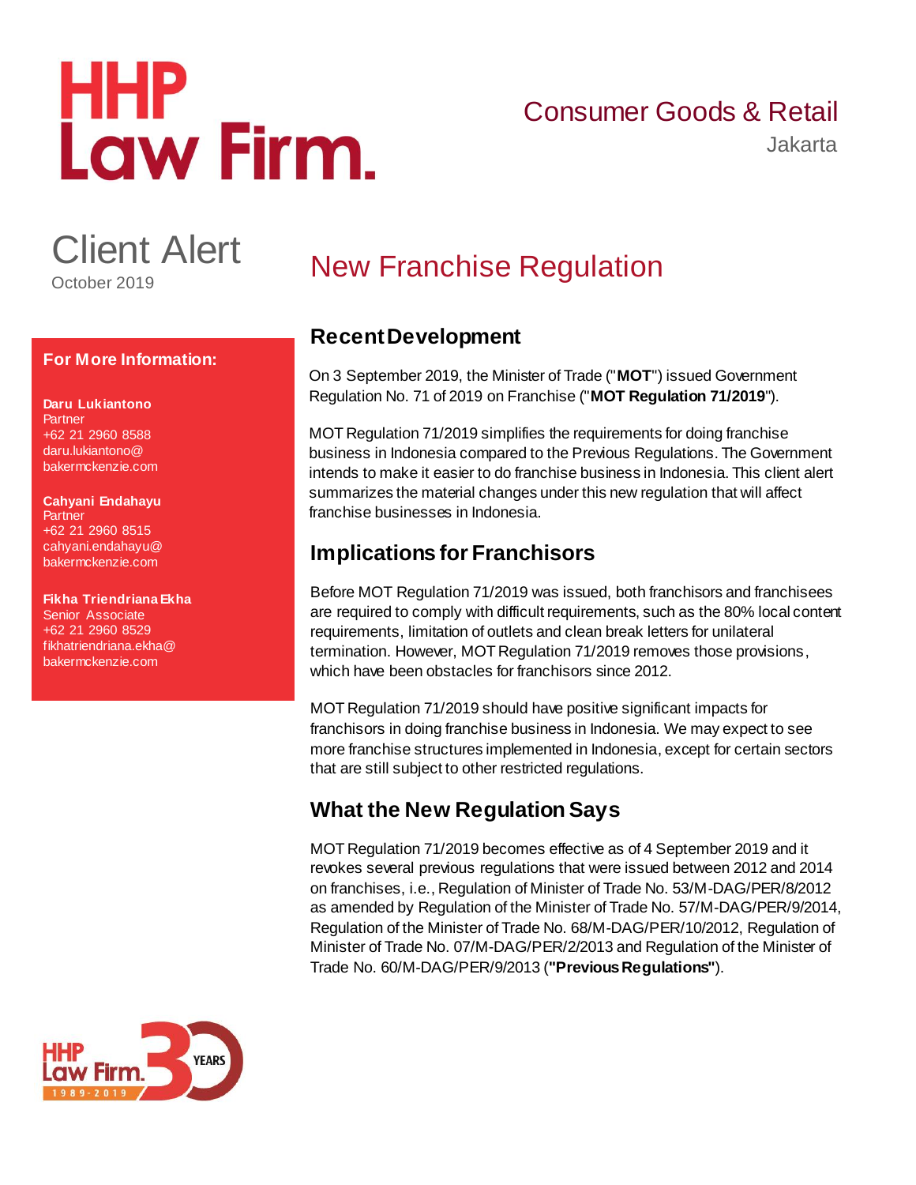# HHP Law Firm.

Consumer Goods & Retail

Jakarta

Client Alert

October 2019

## New Franchise Regulation

**For More Information:**

**Daru Lukiantono**
Partner
+62 21 2960 8588
daru.lukiantono@bakermckenzie.com

**Cahyani Endahayu**
Partner
+62 21 2960 8515
cahyani.endahayu@bakermckenzie.com

**Fikha Triendriana Ekha**
Senior Associate
+62 21 2960 8529
fikhatriendriana.ekha@bakermckenzie.com

### Recent Development

On 3 September 2019, the Minister of Trade ("**MOT**") issued Government Regulation No. 71 of 2019 on Franchise ("**MOT Regulation 71/2019**").

MOT Regulation 71/2019 simplifies the requirements for doing franchise business in Indonesia compared to the Previous Regulations. The Government intends to make it easier to do franchise business in Indonesia. This client alert summarizes the material changes under this new regulation that will affect franchise businesses in Indonesia.

### Implications for Franchisors

Before MOT Regulation 71/2019 was issued, both franchisors and franchisees are required to comply with difficult requirements, such as the 80% local content requirements, limitation of outlets and clean break letters for unilateral termination. However, MOT Regulation 71/2019 removes those provisions, which have been obstacles for franchisors since 2012.

MOT Regulation 71/2019 should have positive significant impacts for franchisors in doing franchise business in Indonesia. We may expect to see more franchise structures implemented in Indonesia, except for certain sectors that are still subject to other restricted regulations.

### What the New Regulation Says

MOT Regulation 71/2019 becomes effective as of 4 September 2019 and it revokes several previous regulations that were issued between 2012 and 2014 on franchises, i.e., Regulation of Minister of Trade No. 53/M-DAG/PER/8/2012 as amended by Regulation of the Minister of Trade No. 57/M-DAG/PER/9/2014, Regulation of the Minister of Trade No. 68/M-DAG/PER/10/2012, Regulation of Minister of Trade No. 07/M-DAG/PER/2/2013 and Regulation of the Minister of Trade No. 60/M-DAG/PER/9/2013 (**"Previous Regulations"**).

HHP Law Firm. 30 YEARS 1989-2019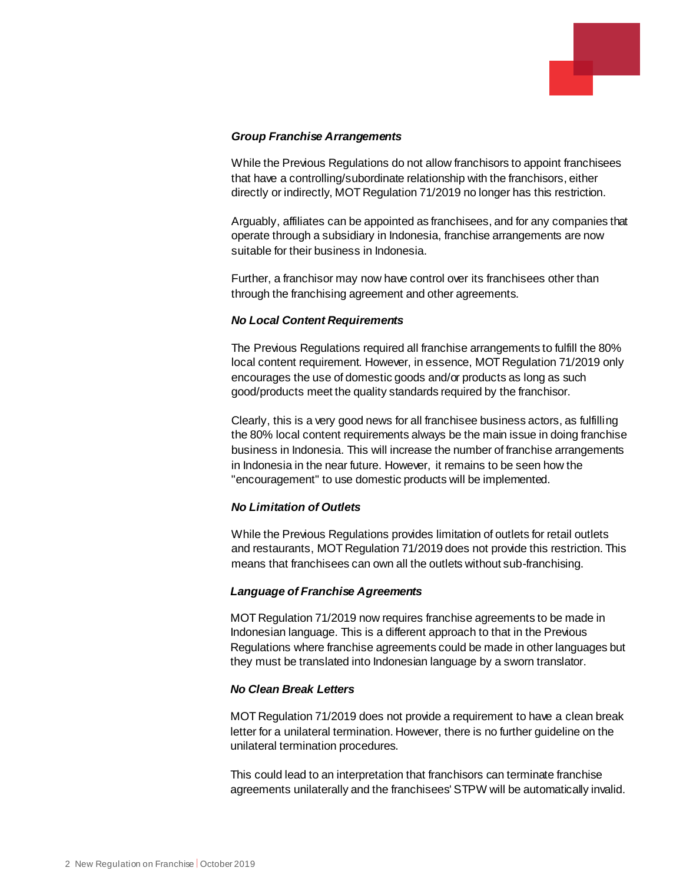### *Group Franchise Arrangements*

While the Previous Regulations do not allow franchisors to appoint franchisees that have a controlling/subordinate relationship with the franchisors, either directly or indirectly, MOT Regulation 71/2019 no longer has this restriction.

Arguably, affiliates can be appointed as franchisees, and for any companies that operate through a subsidiary in Indonesia, franchise arrangements are now suitable for their business in Indonesia.

Further, a franchisor may now have control over its franchisees other than through the franchising agreement and other agreements.

### *No Local Content Requirements*

The Previous Regulations required all franchise arrangements to fulfill the 80% local content requirement. However, in essence, MOT Regulation 71/2019 only encourages the use of domestic goods and/or products as long as such good/products meet the quality standards required by the franchisor.

Clearly, this is a very good news for all franchisee business actors, as fulfilling the 80% local content requirements always be the main issue in doing franchise business in Indonesia. This will increase the number of franchise arrangements in Indonesia in the near future. However, it remains to be seen how the "encouragement" to use domestic products will be implemented.

### *No Limitation of Outlets*

While the Previous Regulations provides limitation of outlets for retail outlets and restaurants, MOT Regulation 71/2019 does not provide this restriction. This means that franchisees can own all the outlets without sub-franchising.

### *Language of Franchise Agreements*

MOT Regulation 71/2019 now requires franchise agreements to be made in Indonesian language. This is a different approach to that in the Previous Regulations where franchise agreements could be made in other languages but they must be translated into Indonesian language by a sworn translator.

### *No Clean Break Letters*

MOT Regulation 71/2019 does not provide a requirement to have a clean break letter for a unilateral termination. However, there is no further guideline on the unilateral termination procedures.

This could lead to an interpretation that franchisors can terminate franchise agreements unilaterally and the franchisees' STPW will be automatically invalid.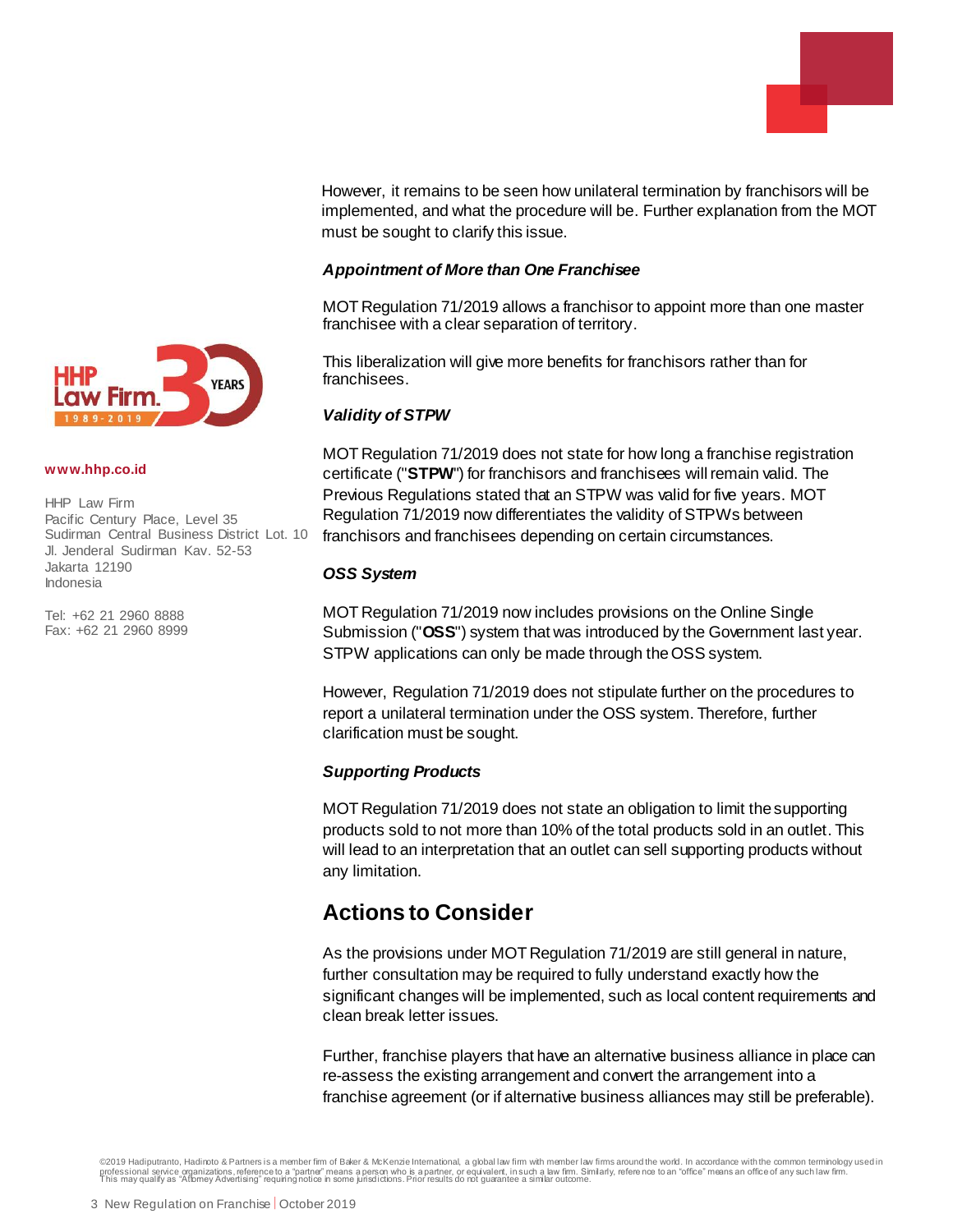However, it remains to be seen how unilateral termination by franchisors will be implemented, and what the procedure will be. Further explanation from the MOT must be sought to clarify this issue.

### *Appointment of More than One Franchisee*

MOT Regulation 71/2019 allows a franchisor to appoint more than one master franchisee with a clear separation of territory.

This liberalization will give more benefits for franchisors rather than for franchisees.

### *Validity of STPW*

MOT Regulation 71/2019 does not state for how long a franchise registration certificate ("**STPW**") for franchisors and franchisees will remain valid. The Previous Regulations stated that an STPW was valid for five years. MOT Regulation 71/2019 now differentiates the validity of STPWs between franchisors and franchisees depending on certain circumstances.

### *OSS System*

MOT Regulation 71/2019 now includes provisions on the Online Single Submission ("**OSS**") system that was introduced by the Government last year. STPW applications can only be made through the OSS system.

However, Regulation 71/2019 does not stipulate further on the procedures to report a unilateral termination under the OSS system. Therefore, further clarification must be sought.

### *Supporting Products*

MOT Regulation 71/2019 does not state an obligation to limit the supporting products sold to not more than 10% of the total products sold in an outlet. This will lead to an interpretation that an outlet can sell supporting products without any limitation.

## Actions to Consider

As the provisions under MOT Regulation 71/2019 are still general in nature, further consultation may be required to fully understand exactly how the significant changes will be implemented, such as local content requirements and clean break letter issues.

Further, franchise players that have an alternative business alliance in place can re-assess the existing arrangement and convert the arrangement into a franchise agreement (or if alternative business alliances may still be preferable).

HHP Law Firm 30 YEARS 1989-2019

www.hhp.co.id

HHP Law Firm
Pacific Century Place, Level 35
Sudirman Central Business District Lot. 10
Jl. Jenderal Sudirman Kav. 52-53
Jakarta 12190
Indonesia

Tel: +62 21 2960 8888
Fax: +62 21 2960 8999

©2019 Hadiputranto, Hadinoto & Partners is a member firm of Baker & McKenzie International, a global law firm with member law firms around the world. In accordance with the common terminology used in professional service organizations, reference to a "partner" means a person who is a partner, or equivalent, in such a law firm. Similarly, reference to an "office" means an office of any such law firm. This may qualify as "Attorney Advertising" requiring notice in some jurisdictions. Prior results do not guarantee a similar outcome.